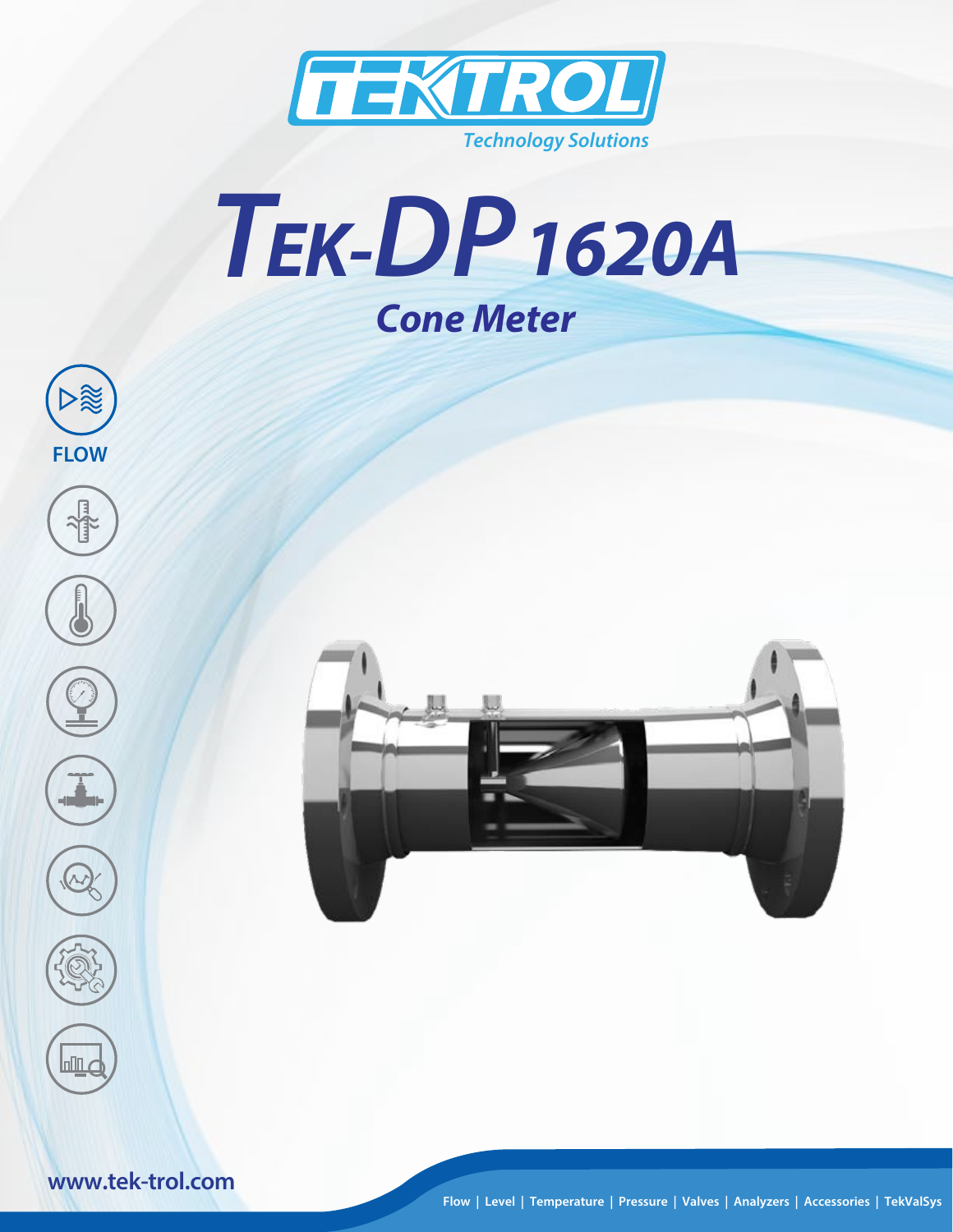TEKTROL

Technology Solutions

# TEK-DP 1620A

## Cone Meter

FLOW

www.tek-trol.com

Flow | Level | Temperature | Pressure | Valves | Analyzers | Accessories | TekValSys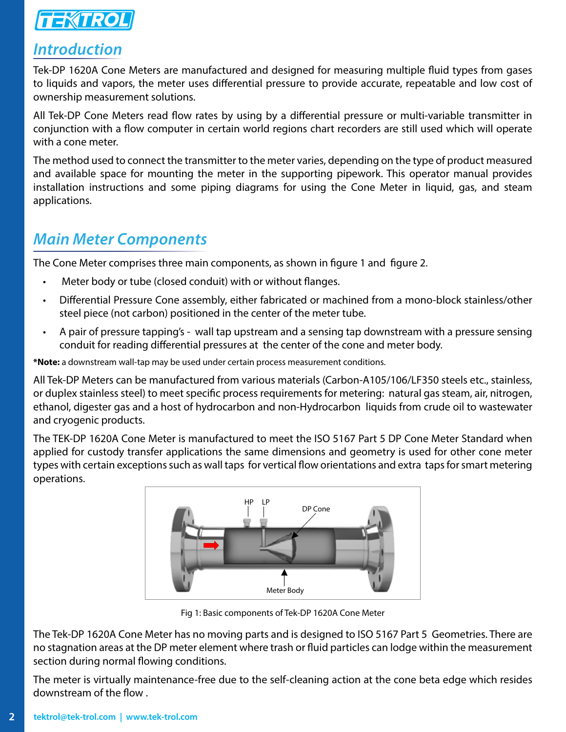## Introduction

Tek-DP 1620A Cone Meters are manufactured and designed for measuring multiple fluid types from gases to liquids and vapors, the meter uses differential pressure to provide accurate, repeatable and low cost of ownership measurement solutions.

All Tek-DP Cone Meters read flow rates by using by a differential pressure or multi-variable transmitter in conjunction with a flow computer in certain world regions chart recorders are still used which will operate with a cone meter.

The method used to connect the transmitter to the meter varies, depending on the type of product measured and available space for mounting the meter in the supporting pipework. This operator manual provides installation instructions and some piping diagrams for using the Cone Meter in liquid, gas, and steam applications.

## Main Meter Components

The Cone Meter comprises three main components, as shown in figure 1 and figure 2.

- Meter body or tube (closed conduit) with or without flanges.
- Differential Pressure Cone assembly, either fabricated or machined from a mono-block stainless/other steel piece (not carbon) positioned in the center of the meter tube.
- A pair of pressure tapping's - wall tap upstream and a sensing tap downstream with a pressure sensing conduit for reading differential pressures at the center of the cone and meter body.

***Note:** a downstream wall-tap may be used under certain process measurement conditions.

All Tek-DP Meters can be manufactured from various materials (Carbon-A105/106/LF350 steels etc., stainless, or duplex stainless steel) to meet specific process requirements for metering: natural gas steam, air, nitrogen, ethanol, digester gas and a host of hydrocarbon and non-Hydrocarbon liquids from crude oil to wastewater and cryogenic products.

The TEK-DP 1620A Cone Meter is manufactured to meet the ISO 5167 Part 5 DP Cone Meter Standard when applied for custody transfer applications the same dimensions and geometry is used for other cone meter types with certain exceptions such as wall taps for vertical flow orientations and extra taps for smart metering operations.

HP LP DP Cone Meter Body

Fig 1: Basic components of Tek-DP 1620A Cone Meter

The Tek-DP 1620A Cone Meter has no moving parts and is designed to ISO 5167 Part 5 Geometries. There are no stagnation areas at the DP meter element where trash or fluid particles can lodge within the measurement section during normal flowing conditions.

The meter is virtually maintenance-free due to the self-cleaning action at the cone beta edge which resides downstream of the flow .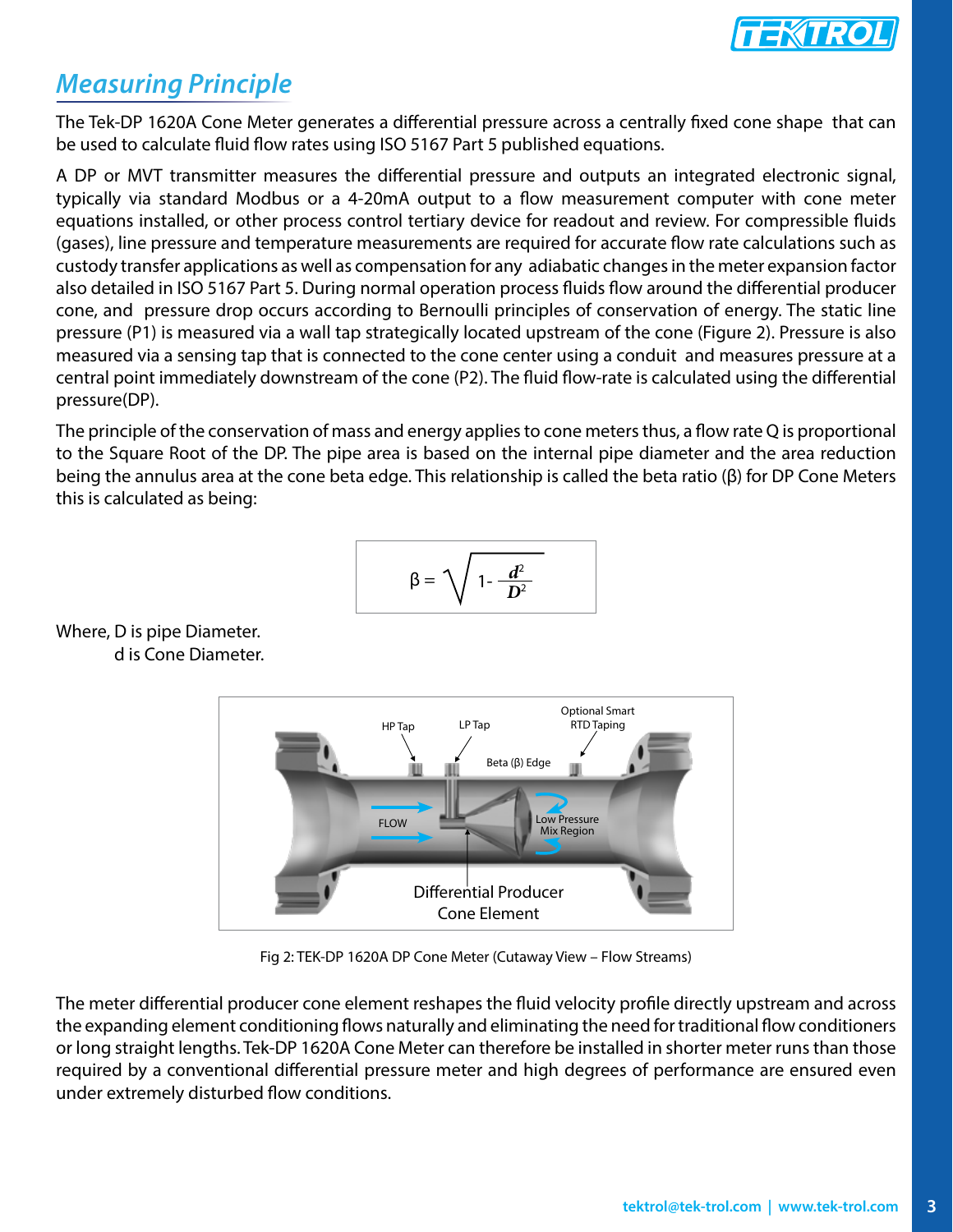## Measuring Principle

The Tek-DP 1620A Cone Meter generates a differential pressure across a centrally fixed cone shape that can be used to calculate fluid flow rates using ISO 5167 Part 5 published equations.

A DP or MVT transmitter measures the differential pressure and outputs an integrated electronic signal, typically via standard Modbus or a 4-20mA output to a flow measurement computer with cone meter equations installed, or other process control tertiary device for readout and review. For compressible fluids (gases), line pressure and temperature measurements are required for accurate flow rate calculations such as custody transfer applications as well as compensation for any adiabatic changes in the meter expansion factor also detailed in ISO 5167 Part 5. During normal operation process fluids flow around the differential producer cone, and pressure drop occurs according to Bernoulli principles of conservation of energy. The static line pressure (P1) is measured via a wall tap strategically located upstream of the cone (Figure 2). Pressure is also measured via a sensing tap that is connected to the cone center using a conduit and measures pressure at a central point immediately downstream of the cone (P2). The fluid flow-rate is calculated using the differential pressure(DP).

The principle of the conservation of mass and energy applies to cone meters thus, a flow rate Q is proportional to the Square Root of the DP. The pipe area is based on the internal pipe diameter and the area reduction being the annulus area at the cone beta edge. This relationship is called the beta ratio (β) for DP Cone Meters this is calculated as being:

$$\beta = \sqrt{1 - \frac{d^2}{D^2}}$$

Where, D is pipe Diameter.
d is Cone Diameter.

HP Tap | LP Tap | Optional Smart RTD Taping | Beta (β) Edge | FLOW | Low Pressure Mix Region | Differential Producer Cone Element

Fig 2: TEK-DP 1620A DP Cone Meter (Cutaway View – Flow Streams)

The meter differential producer cone element reshapes the fluid velocity profile directly upstream and across the expanding element conditioning flows naturally and eliminating the need for traditional flow conditioners or long straight lengths. Tek-DP 1620A Cone Meter can therefore be installed in shorter meter runs than those required by a conventional differential pressure meter and high degrees of performance are ensured even under extremely disturbed flow conditions.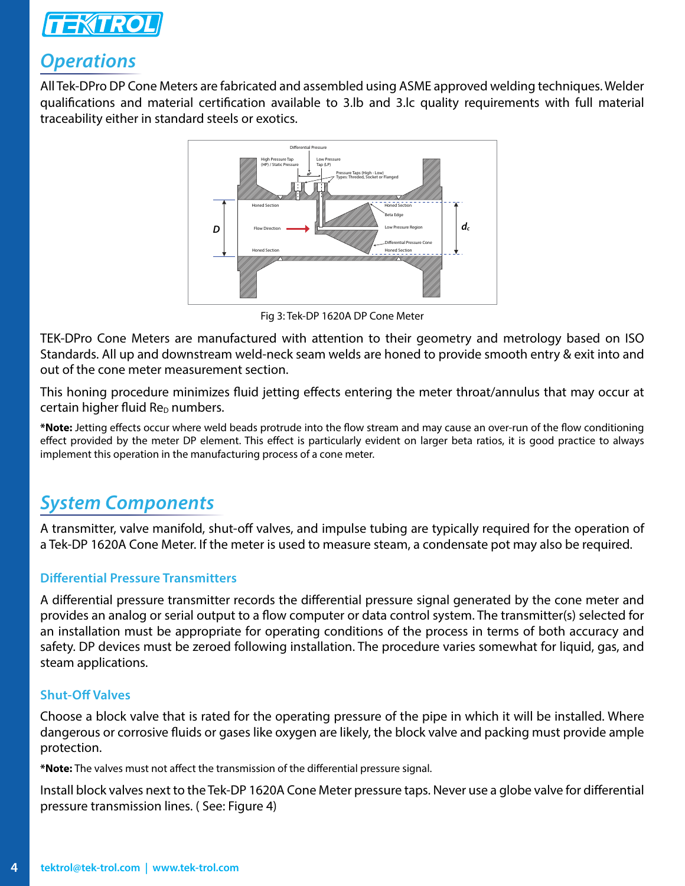## Operations

All Tek-DPro DP Cone Meters are fabricated and assembled using ASME approved welding techniques. Welder qualifications and material certification available to 3.lb and 3.lc quality requirements with full material traceability either in standard steels or exotics.

Fig 3: Tek-DP 1620A DP Cone Meter

TEK-DPro Cone Meters are manufactured with attention to their geometry and metrology based on ISO Standards. All up and downstream weld-neck seam welds are honed to provide smooth entry & exit into and out of the cone meter measurement section.

This honing procedure minimizes fluid jetting effects entering the meter throat/annulus that may occur at certain higher fluid $Re_D$ numbers.

***Note:** Jetting effects occur where weld beads protrude into the flow stream and may cause an over-run of the flow conditioning effect provided by the meter DP element. This effect is particularly evident on larger beta ratios, it is good practice to always implement this operation in the manufacturing process of a cone meter.

## System Components

A transmitter, valve manifold, shut-off valves, and impulse tubing are typically required for the operation of a Tek-DP 1620A Cone Meter. If the meter is used to measure steam, a condensate pot may also be required.

### Differential Pressure Transmitters

A differential pressure transmitter records the differential pressure signal generated by the cone meter and provides an analog or serial output to a flow computer or data control system. The transmitter(s) selected for an installation must be appropriate for operating conditions of the process in terms of both accuracy and safety. DP devices must be zeroed following installation. The procedure varies somewhat for liquid, gas, and steam applications.

### Shut-Off Valves

Choose a block valve that is rated for the operating pressure of the pipe in which it will be installed. Where dangerous or corrosive fluids or gases like oxygen are likely, the block valve and packing must provide ample protection.

***Note:** The valves must not affect the transmission of the differential pressure signal.

Install block valves next to the Tek-DP 1620A Cone Meter pressure taps. Never use a globe valve for differential pressure transmission lines. ( See: Figure 4)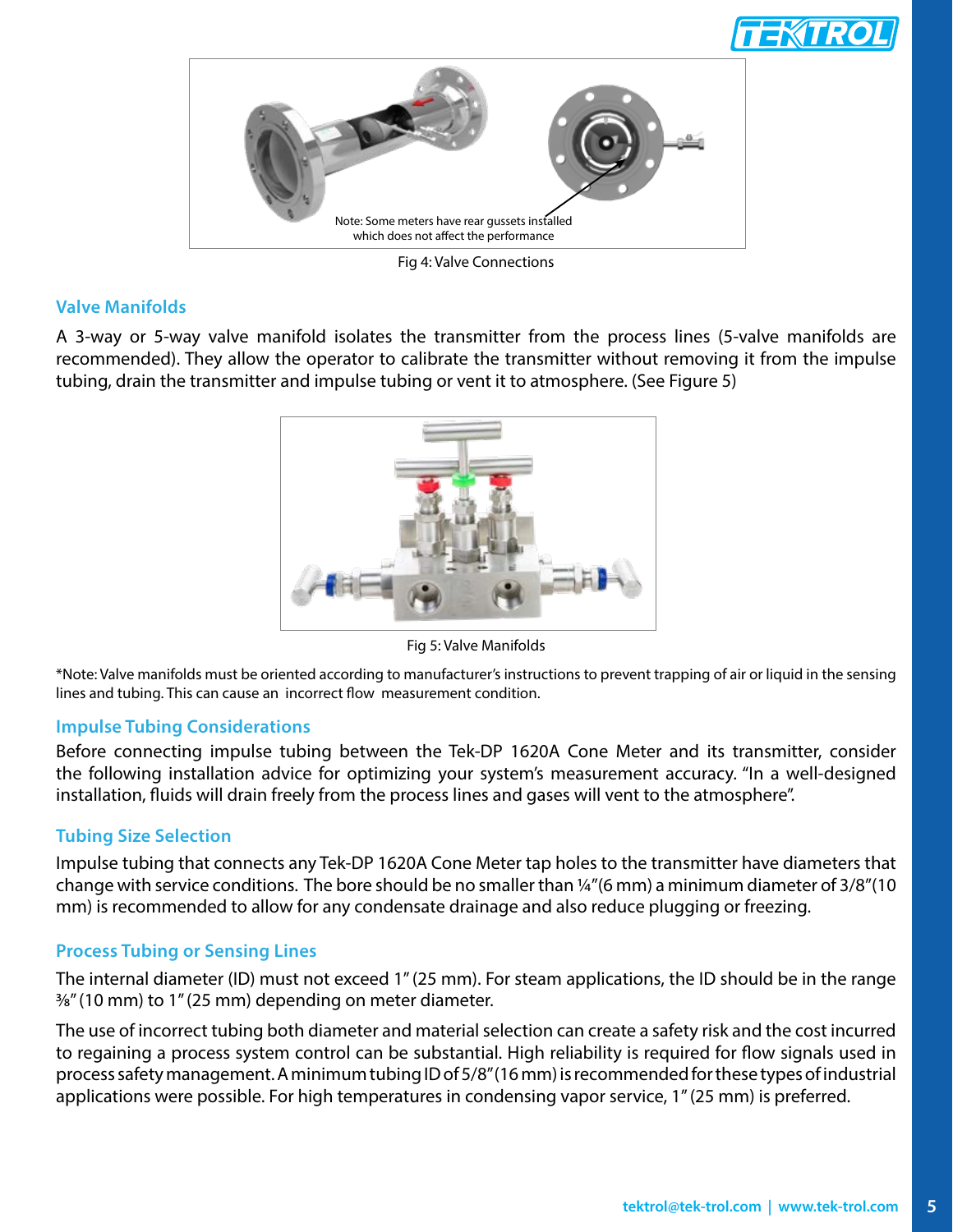Note: Some meters have rear gussets installed which does not affect the performance

Fig 4: Valve Connections

## Valve Manifolds

A 3-way or 5-way valve manifold isolates the transmitter from the process lines (5-valve manifolds are recommended). They allow the operator to calibrate the transmitter without removing it from the impulse tubing, drain the transmitter and impulse tubing or vent it to atmosphere. (See Figure 5)

Fig 5: Valve Manifolds

*Note: Valve manifolds must be oriented according to manufacturer's instructions to prevent trapping of air or liquid in the sensing lines and tubing. This can cause an incorrect flow measurement condition.

## Impulse Tubing Considerations

Before connecting impulse tubing between the Tek-DP 1620A Cone Meter and its transmitter, consider the following installation advice for optimizing your system's measurement accuracy. "In a well-designed installation, fluids will drain freely from the process lines and gases will vent to the atmosphere".

## Tubing Size Selection

Impulse tubing that connects any Tek-DP 1620A Cone Meter tap holes to the transmitter have diameters that change with service conditions. The bore should be no smaller than ¼"(6 mm) a minimum diameter of 3/8"(10 mm) is recommended to allow for any condensate drainage and also reduce plugging or freezing.

## Process Tubing or Sensing Lines

The internal diameter (ID) must not exceed 1" (25 mm). For steam applications, the ID should be in the range ⅜" (10 mm) to 1" (25 mm) depending on meter diameter.

The use of incorrect tubing both diameter and material selection can create a safety risk and the cost incurred to regaining a process system control can be substantial. High reliability is required for flow signals used in process safety management. A minimum tubing ID of 5/8" (16 mm) is recommended for these types of industrial applications were possible. For high temperatures in condensing vapor service, 1" (25 mm) is preferred.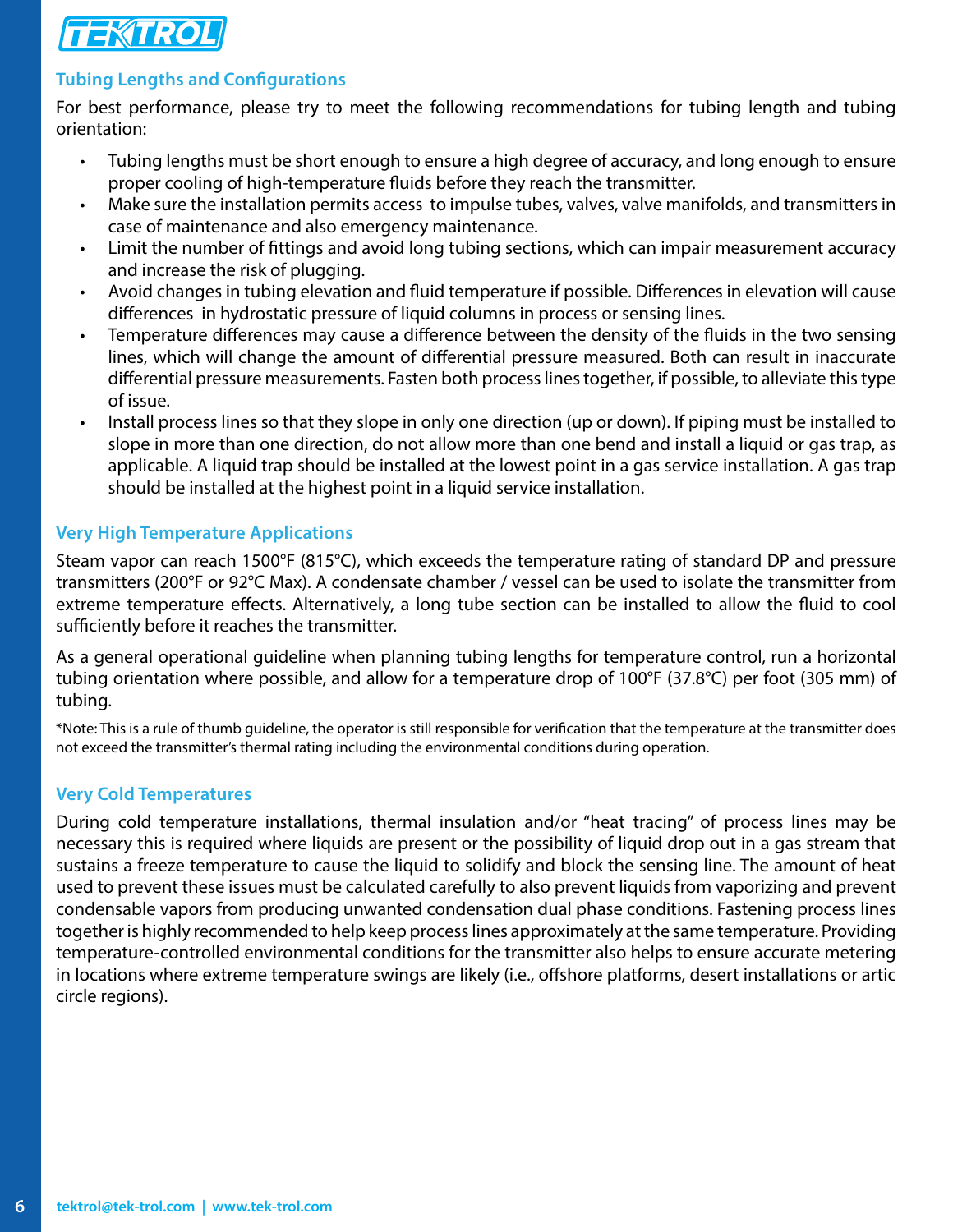## Tubing Lengths and Configurations

For best performance, please try to meet the following recommendations for tubing length and tubing orientation:

- Tubing lengths must be short enough to ensure a high degree of accuracy, and long enough to ensure proper cooling of high-temperature fluids before they reach the transmitter.
- Make sure the installation permits access to impulse tubes, valves, valve manifolds, and transmitters in case of maintenance and also emergency maintenance.
- Limit the number of fittings and avoid long tubing sections, which can impair measurement accuracy and increase the risk of plugging.
- Avoid changes in tubing elevation and fluid temperature if possible. Differences in elevation will cause differences in hydrostatic pressure of liquid columns in process or sensing lines.
- Temperature differences may cause a difference between the density of the fluids in the two sensing lines, which will change the amount of differential pressure measured. Both can result in inaccurate differential pressure measurements. Fasten both process lines together, if possible, to alleviate this type of issue.
- Install process lines so that they slope in only one direction (up or down). If piping must be installed to slope in more than one direction, do not allow more than one bend and install a liquid or gas trap, as applicable. A liquid trap should be installed at the lowest point in a gas service installation. A gas trap should be installed at the highest point in a liquid service installation.

## Very High Temperature Applications

Steam vapor can reach 1500°F (815°C), which exceeds the temperature rating of standard DP and pressure transmitters (200°F or 92°C Max). A condensate chamber / vessel can be used to isolate the transmitter from extreme temperature effects. Alternatively, a long tube section can be installed to allow the fluid to cool sufficiently before it reaches the transmitter.

As a general operational guideline when planning tubing lengths for temperature control, run a horizontal tubing orientation where possible, and allow for a temperature drop of 100°F (37.8°C) per foot (305 mm) of tubing.

*Note: This is a rule of thumb guideline, the operator is still responsible for verification that the temperature at the transmitter does not exceed the transmitter's thermal rating including the environmental conditions during operation.

## Very Cold Temperatures

During cold temperature installations, thermal insulation and/or "heat tracing" of process lines may be necessary this is required where liquids are present or the possibility of liquid drop out in a gas stream that sustains a freeze temperature to cause the liquid to solidify and block the sensing line. The amount of heat used to prevent these issues must be calculated carefully to also prevent liquids from vaporizing and prevent condensable vapors from producing unwanted condensation dual phase conditions. Fastening process lines together is highly recommended to help keep process lines approximately at the same temperature. Providing temperature-controlled environmental conditions for the transmitter also helps to ensure accurate metering in locations where extreme temperature swings are likely (i.e., offshore platforms, desert installations or artic circle regions).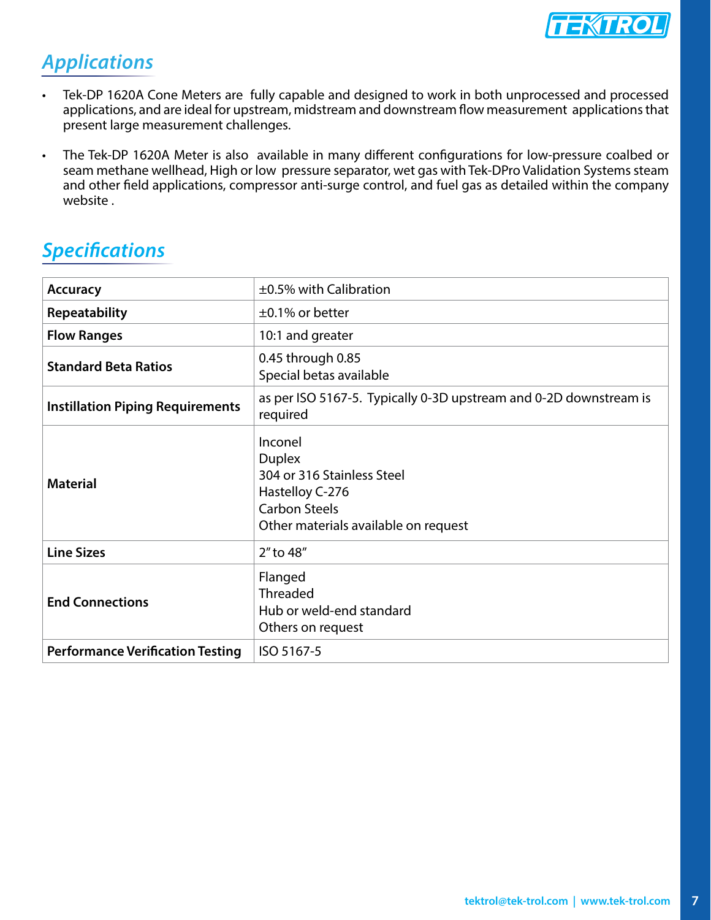## Applications

- Tek-DP 1620A Cone Meters are fully capable and designed to work in both unprocessed and processed applications, and are ideal for upstream, midstream and downstream flow measurement applications that present large measurement challenges.
- The Tek-DP 1620A Meter is also available in many different configurations for low-pressure coalbed or seam methane wellhead, High or low pressure separator, wet gas with Tek-DPro Validation Systems steam and other field applications, compressor anti-surge control, and fuel gas as detailed within the company website .

## Specifications

| | |
|---|---|
| **Accuracy** | ±0.5% with Calibration |
| **Repeatability** | ±0.1% or better |
| **Flow Ranges** | 10:1 and greater |
| **Standard Beta Ratios** | 0.45 through 0.85<br>Special betas available |
| **Instillation Piping Requirements** | as per ISO 5167-5. Typically 0-3D upstream and 0-2D downstream is required |
| **Material** | Inconel<br>Duplex<br>304 or 316 Stainless Steel<br>Hastelloy C-276<br>Carbon Steels<br>Other materials available on request |
| **Line Sizes** | 2" to 48" |
| **End Connections** | Flanged<br>Threaded<br>Hub or weld-end standard<br>Others on request |
| **Performance Verification Testing** | ISO 5167-5 |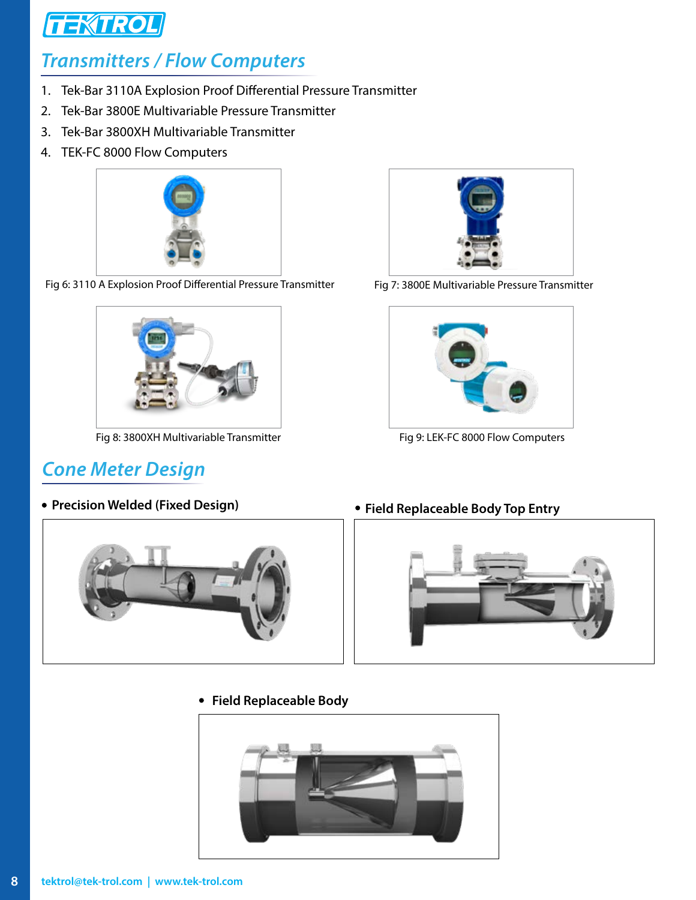## Transmitters / Flow Computers

1. Tek-Bar 3110A Explosion Proof Differential Pressure Transmitter
2. Tek-Bar 3800E Multivariable Pressure Transmitter
3. Tek-Bar 3800XH Multivariable Transmitter
4. TEK-FC 8000 Flow Computers

Fig 6: 3110 A Explosion Proof Differential Pressure Transmitter

Fig 7: 3800E Multivariable Pressure Transmitter

Fig 8: 3800XH Multivariable Transmitter

Fig 9: LEK-FC 8000 Flow Computers

## Cone Meter Design

- **Precision Welded (Fixed Design)**
- **Field Replaceable Body Top Entry**
- **Field Replaceable Body**

tektrol@tek-trol.com | www.tek-trol.com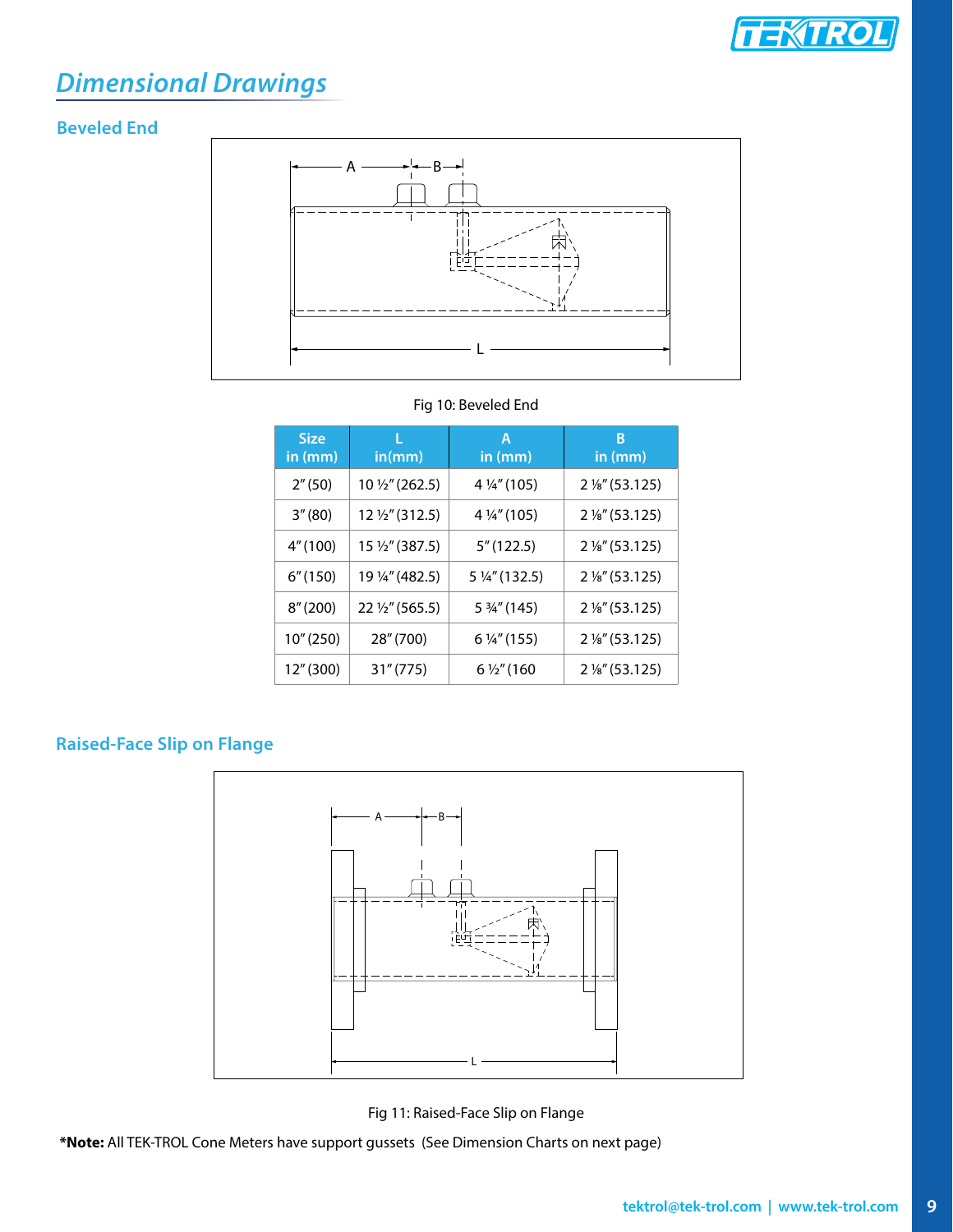## Dimensional Drawings

### Beveled End

Fig 10: Beveled End

| Size in (mm) | L in(mm) | A in (mm) | B in (mm) |
|---|---|---|---|
| 2" (50) | 10 ½" (262.5) | 4 ¼" (105) | 2 ⅛" (53.125) |
| 3" (80) | 12 ½" (312.5) | 4 ¼" (105) | 2 ⅛" (53.125) |
| 4" (100) | 15 ½" (387.5) | 5" (122.5) | 2 ⅛" (53.125) |
| 6" (150) | 19 ¼" (482.5) | 5 ¼" (132.5) | 2 ⅛" (53.125) |
| 8" (200) | 22 ½" (565.5) | 5 ¾" (145) | 2 ⅛" (53.125) |
| 10" (250) | 28" (700) | 6 ¼" (155) | 2 ⅛" (53.125) |
| 12" (300) | 31" (775) | 6 ½" (160 | 2 ⅛" (53.125) |

### Raised-Face Slip on Flange

Fig 11: Raised-Face Slip on Flange

***Note:** All TEK-TROL Cone Meters have support gussets (See Dimension Charts on next page)

tektrol@tek-trol.com | www.tek-trol.com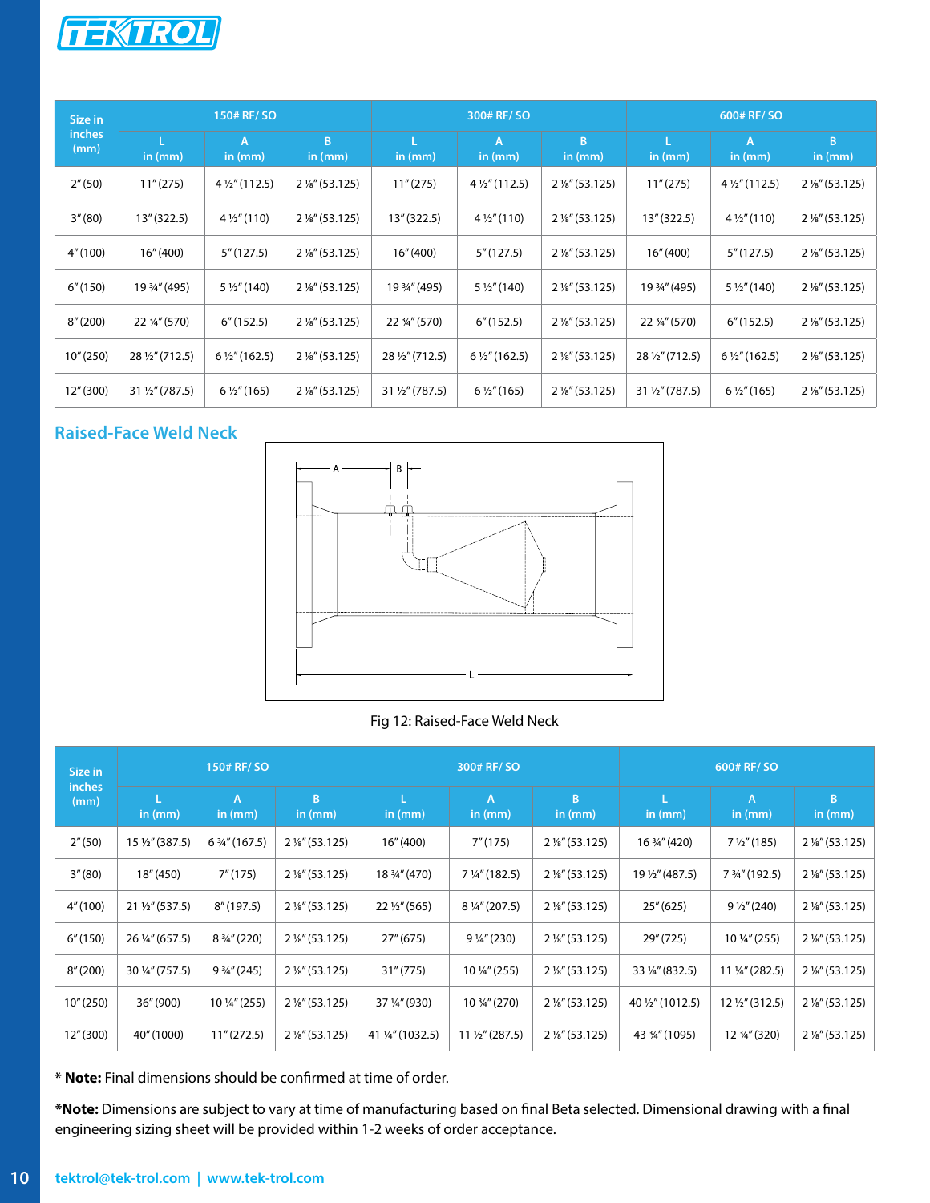| Size in inches (mm) | 150# RF/ SO | | | 300# RF/ SO | | | 600# RF/ SO | | |
|---|---|---|---|---|---|---|---|---|---|
| | L in (mm) | A in (mm) | B in (mm) | L in (mm) | A in (mm) | B in (mm) | L in (mm) | A in (mm) | B in (mm) |
| 2" (50) | 11" (275) | 4 ½" (112.5) | 2 ⅛" (53.125) | 11" (275) | 4 ½" (112.5) | 2 ⅛" (53.125) | 11" (275) | 4 ½" (112.5) | 2 ⅛" (53.125) |
| 3" (80) | 13" (322.5) | 4 ½" (110) | 2 ⅛" (53.125) | 13" (322.5) | 4 ½" (110) | 2 ⅛" (53.125) | 13" (322.5) | 4 ½" (110) | 2 ⅛" (53.125) |
| 4" (100) | 16" (400) | 5" (127.5) | 2 ⅛" (53.125) | 16" (400) | 5" (127.5) | 2 ⅛" (53.125) | 16" (400) | 5" (127.5) | 2 ⅛" (53.125) |
| 6" (150) | 19 ¾" (495) | 5 ½" (140) | 2 ⅛" (53.125) | 19 ¾" (495) | 5 ½" (140) | 2 ⅛" (53.125) | 19 ¾" (495) | 5 ½" (140) | 2 ⅛" (53.125) |
| 8" (200) | 22 ¾" (570) | 6" (152.5) | 2 ⅛" (53.125) | 22 ¾" (570) | 6" (152.5) | 2 ⅛" (53.125) | 22 ¾" (570) | 6" (152.5) | 2 ⅛" (53.125) |
| 10" (250) | 28 ½" (712.5) | 6 ½" (162.5) | 2 ⅛" (53.125) | 28 ½" (712.5) | 6 ½" (162.5) | 2 ⅛" (53.125) | 28 ½" (712.5) | 6 ½" (162.5) | 2 ⅛" (53.125) |
| 12" (300) | 31 ½" (787.5) | 6 ½" (165) | 2 ⅛" (53.125) | 31 ½" (787.5) | 6 ½" (165) | 2 ⅛" (53.125) | 31 ½" (787.5) | 6 ½" (165) | 2 ⅛" (53.125) |

## Raised-Face Weld Neck

Fig 12: Raised-Face Weld Neck

| Size in inches (mm) | 150# RF/ SO | | | 300# RF/ SO | | | 600# RF/ SO | | |
|---|---|---|---|---|---|---|---|---|---|
| | L in (mm) | A in (mm) | B in (mm) | L in (mm) | A in (mm) | B in (mm) | L in (mm) | A in (mm) | B in (mm) |
| 2" (50) | 15 ½" (387.5) | 6 ¾" (167.5) | 2 ⅛" (53.125) | 16" (400) | 7" (175) | 2 ⅛" (53.125) | 16 ¾" (420) | 7 ½" (185) | 2 ⅛" (53.125) |
| 3" (80) | 18" (450) | 7" (175) | 2 ⅛" (53.125) | 18 ¾" (470) | 7 ¼" (182.5) | 2 ⅛" (53.125) | 19 ½" (487.5) | 7 ¾" (192.5) | 2 ⅛" (53.125) |
| 4" (100) | 21 ½" (537.5) | 8" (197.5) | 2 ⅛" (53.125) | 22 ½" (565) | 8 ¼" (207.5) | 2 ⅛" (53.125) | 25" (625) | 9 ½" (240) | 2 ⅛" (53.125) |
| 6" (150) | 26 ¼" (657.5) | 8 ¾" (220) | 2 ⅛" (53.125) | 27" (675) | 9 ¼" (230) | 2 ⅛" (53.125) | 29" (725) | 10 ¼" (255) | 2 ⅛" (53.125) |
| 8" (200) | 30 ¼" (757.5) | 9 ¾" (245) | 2 ⅛" (53.125) | 31" (775) | 10 ¼" (255) | 2 ⅛" (53.125) | 33 ¼" (832.5) | 11 ¼" (282.5) | 2 ⅛" (53.125) |
| 10" (250) | 36" (900) | 10 ¼" (255) | 2 ⅛" (53.125) | 37 ¼" (930) | 10 ¾" (270) | 2 ⅛" (53.125) | 40 ½" (1012.5) | 12 ½" (312.5) | 2 ⅛" (53.125) |
| 12" (300) | 40" (1000) | 11" (272.5) | 2 ⅛" (53.125) | 41 ¼" (1032.5) | 11 ½" (287.5) | 2 ⅛" (53.125) | 43 ¾" (1095) | 12 ¾" (320) | 2 ⅛" (53.125) |

**\* Note:** Final dimensions should be confirmed at time of order.

***Note:** Dimensions are subject to vary at time of manufacturing based on final Beta selected. Dimensional drawing with a final engineering sizing sheet will be provided within 1-2 weeks of order acceptance.

tektrol@tek-trol.com | www.tek-trol.com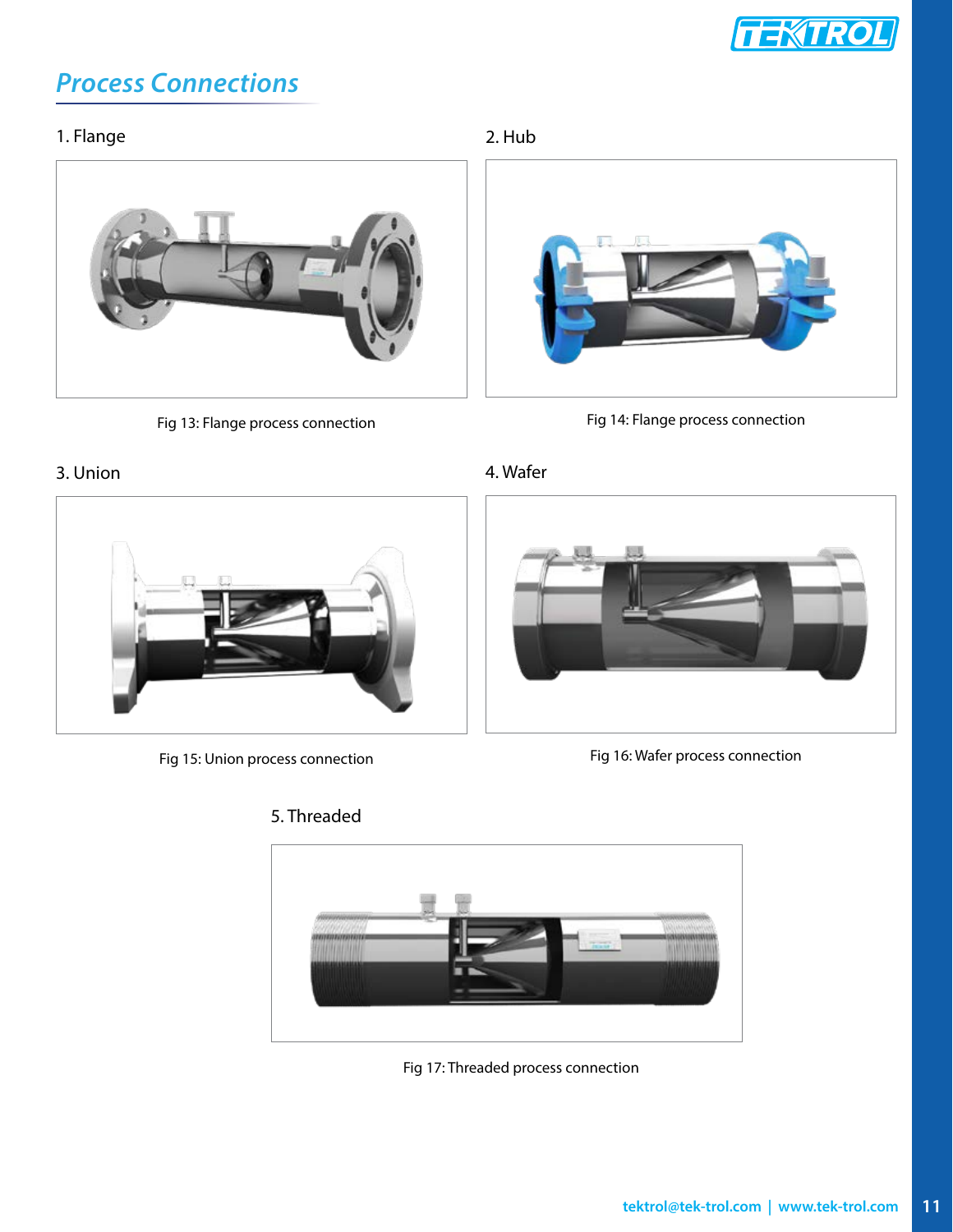## Process Connections

### 1. Flange

Fig 13: Flange process connection

### 2. Hub

Fig 14: Flange process connection

### 3. Union

Fig 15: Union process connection

### 4. Wafer

Fig 16: Wafer process connection

### 5. Threaded

Fig 17: Threaded process connection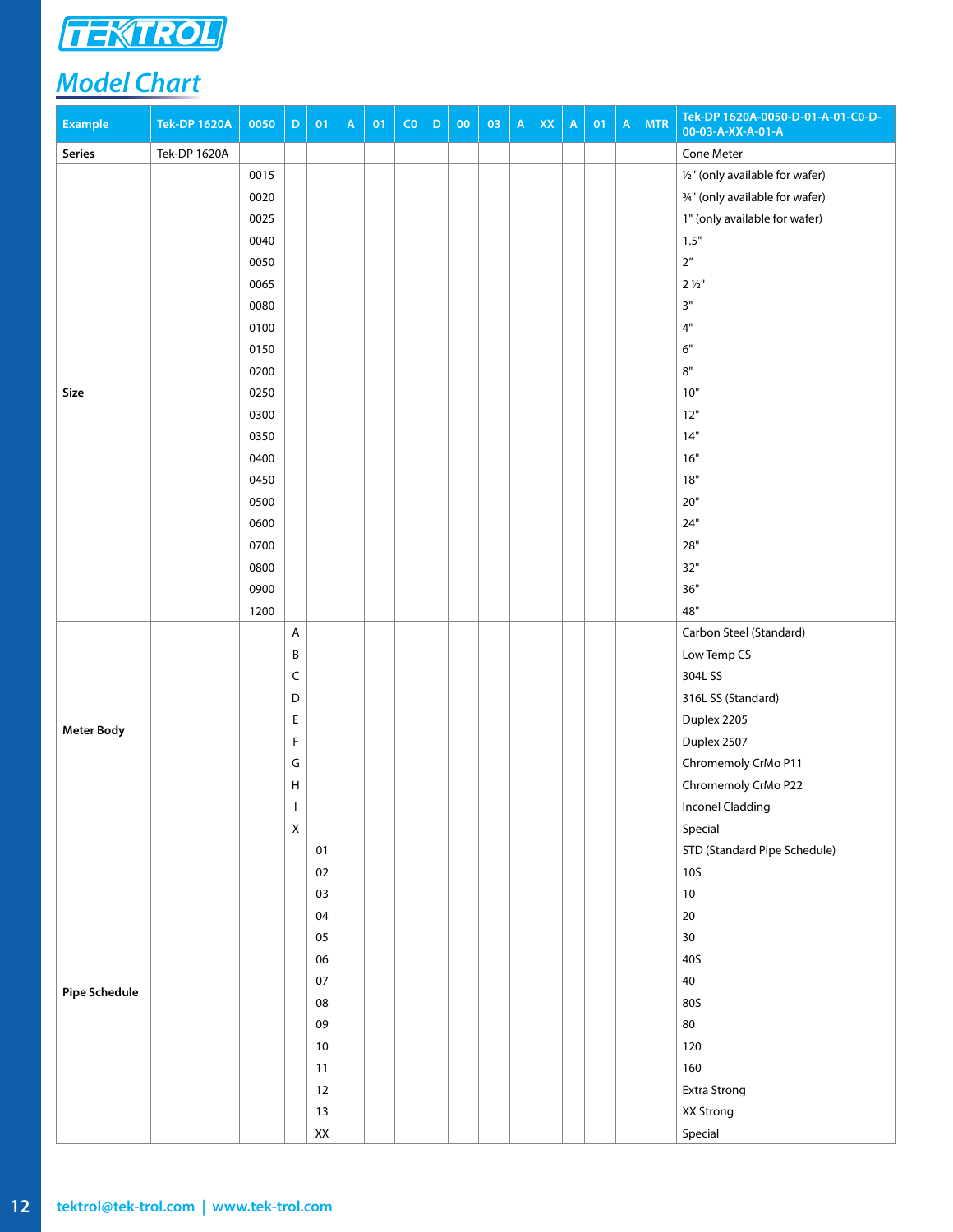## Model Chart

| Example | Tek-DP 1620A | 0050 | D | 01 | A | 01 | C0 | D | 00 | 03 | A | XX | A | 01 | A | MTR | Tek-DP 1620A-0050-D-01-A-01-C0-D-00-03-A-XX-A-01-A |
|---|---|---|---|---|---|---|---|---|---|---|---|---|---|---|---|---|---|
| **Series** | Tek-DP 1620A | | | | | | | | | | | | | | | | Cone Meter |
| **Size** | | 0015 | | | | | | | | | | | | | | | ½" (only available for wafer) |
| | | 0020 | | | | | | | | | | | | | | | ¾" (only available for wafer) |
| | | 0025 | | | | | | | | | | | | | | | 1" (only available for wafer) |
| | | 0040 | | | | | | | | | | | | | | | 1.5" |
| | | 0050 | | | | | | | | | | | | | | | 2" |
| | | 0065 | | | | | | | | | | | | | | | 2 ½" |
| | | 0080 | | | | | | | | | | | | | | | 3" |
| | | 0100 | | | | | | | | | | | | | | | 4" |
| | | 0150 | | | | | | | | | | | | | | | 6" |
| | | 0200 | | | | | | | | | | | | | | | 8" |
| | | 0250 | | | | | | | | | | | | | | | 10" |
| | | 0300 | | | | | | | | | | | | | | | 12" |
| | | 0350 | | | | | | | | | | | | | | | 14" |
| | | 0400 | | | | | | | | | | | | | | | 16" |
| | | 0450 | | | | | | | | | | | | | | | 18" |
| | | 0500 | | | | | | | | | | | | | | | 20" |
| | | 0600 | | | | | | | | | | | | | | | 24" |
| | | 0700 | | | | | | | | | | | | | | | 28" |
| | | 0800 | | | | | | | | | | | | | | | 32" |
| | | 0900 | | | | | | | | | | | | | | | 36" |
| | | 1200 | | | | | | | | | | | | | | | 48" |
| **Meter Body** | | | A | | | | | | | | | | | | | | Carbon Steel (Standard) |
| | | | B | | | | | | | | | | | | | | Low Temp CS |
| | | | C | | | | | | | | | | | | | | 304L SS |
| | | | D | | | | | | | | | | | | | | 316L SS (Standard) |
| | | | E | | | | | | | | | | | | | | Duplex 2205 |
| | | | F | | | | | | | | | | | | | | Duplex 2507 |
| | | | G | | | | | | | | | | | | | | Chromemoly CrMo P11 |
| | | | H | | | | | | | | | | | | | | Chromemoly CrMo P22 |
| | | | I | | | | | | | | | | | | | | Inconel Cladding |
| | | | X | | | | | | | | | | | | | | Special |
| **Pipe Schedule** | | | | 01 | | | | | | | | | | | | | STD (Standard Pipe Schedule) |
| | | | | 02 | | | | | | | | | | | | | 10S |
| | | | | 03 | | | | | | | | | | | | | 10 |
| | | | | 04 | | | | | | | | | | | | | 20 |
| | | | | 05 | | | | | | | | | | | | | 30 |
| | | | | 06 | | | | | | | | | | | | | 40S |
| | | | | 07 | | | | | | | | | | | | | 40 |
| | | | | 08 | | | | | | | | | | | | | 80S |
| | | | | 09 | | | | | | | | | | | | | 80 |
| | | | | 10 | | | | | | | | | | | | | 120 |
| | | | | 11 | | | | | | | | | | | | | 160 |
| | | | | 12 | | | | | | | | | | | | | Extra Strong |
| | | | | 13 | | | | | | | | | | | | | XX Strong |
| | | | | XX | | | | | | | | | | | | | Special |

tektrol@tek-trol.com | www.tek-trol.com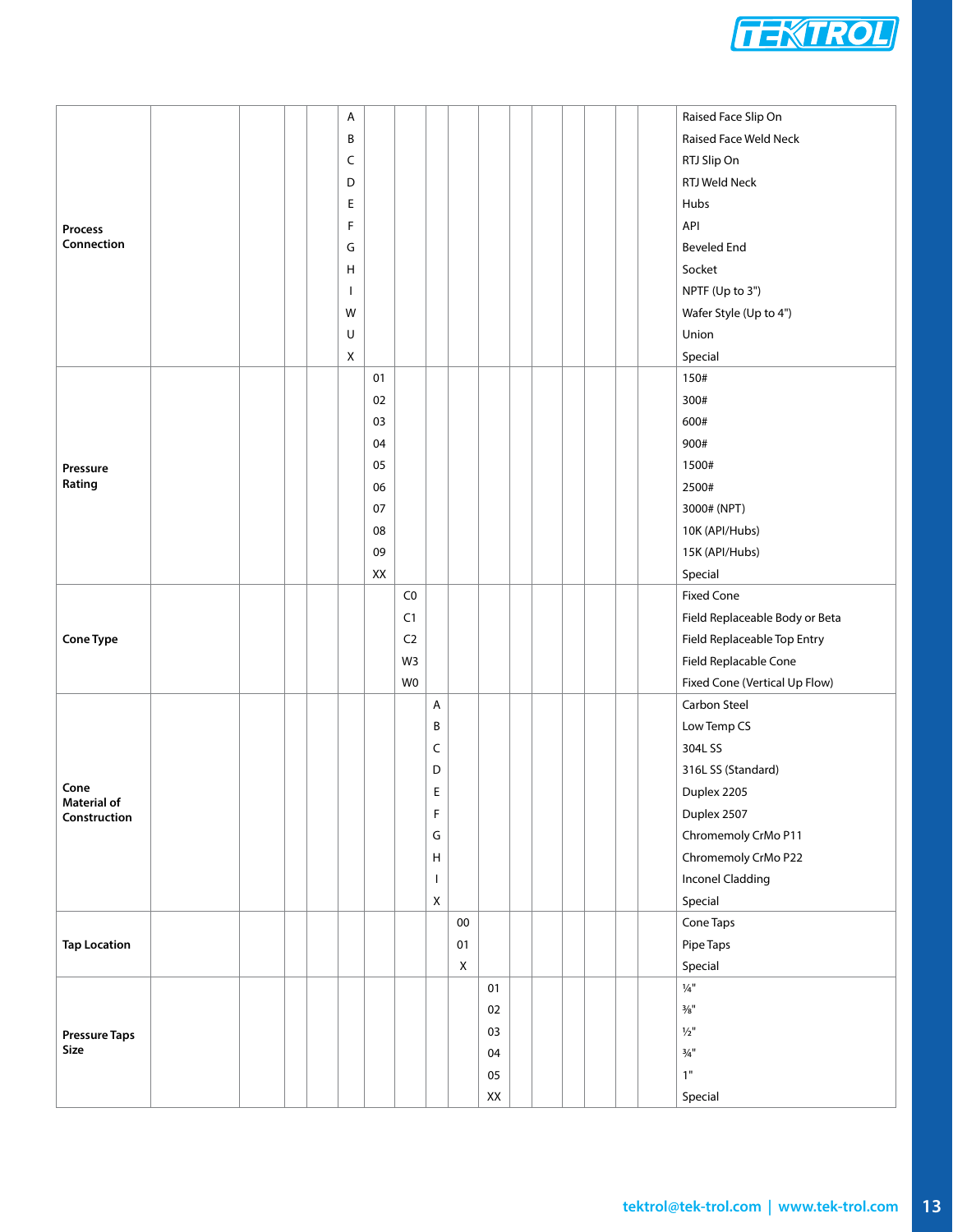| | | | | | | | | | | | | | | | | | |
|---|---|---|---|---|---|---|---|---|---|---|---|---|---|---|---|---|---|
| **Process Connection** | | | | | A | | | | | | | | | | | | Raised Face Slip On |
| | | | | | B | | | | | | | | | | | | Raised Face Weld Neck |
| | | | | | C | | | | | | | | | | | | RTJ Slip On |
| | | | | | D | | | | | | | | | | | | RTJ Weld Neck |
| | | | | | E | | | | | | | | | | | | Hubs |
| | | | | | F | | | | | | | | | | | | API |
| | | | | | G | | | | | | | | | | | | Beveled End |
| | | | | | H | | | | | | | | | | | | Socket |
| | | | | | I | | | | | | | | | | | | NPTF (Up to 3") |
| | | | | | W | | | | | | | | | | | | Wafer Style (Up to 4") |
| | | | | | U | | | | | | | | | | | | Union |
| | | | | | X | | | | | | | | | | | | Special |
| **Pressure Rating** | | | | | | 01 | | | | | | | | | | | 150# |
| | | | | | | 02 | | | | | | | | | | | 300# |
| | | | | | | 03 | | | | | | | | | | | 600# |
| | | | | | | 04 | | | | | | | | | | | 900# |
| | | | | | | 05 | | | | | | | | | | | 1500# |
| | | | | | | 06 | | | | | | | | | | | 2500# |
| | | | | | | 07 | | | | | | | | | | | 3000# (NPT) |
| | | | | | | 08 | | | | | | | | | | | 10K (API/Hubs) |
| | | | | | | 09 | | | | | | | | | | | 15K (API/Hubs) |
| | | | | | | XX | | | | | | | | | | | Special |
| **Cone Type** | | | | | | | C0 | | | | | | | | | | Fixed Cone |
| | | | | | | | C1 | | | | | | | | | | Field Replaceable Body or Beta |
| | | | | | | | C2 | | | | | | | | | | Field Replaceable Top Entry |
| | | | | | | | W3 | | | | | | | | | | Field Replacable Cone |
| | | | | | | | W0 | | | | | | | | | | Fixed Cone (Vertical Up Flow) |
| **Cone Material of Construction** | | | | | | | | A | | | | | | | | | Carbon Steel |
| | | | | | | | | B | | | | | | | | | Low Temp CS |
| | | | | | | | | C | | | | | | | | | 304L SS |
| | | | | | | | | D | | | | | | | | | 316L SS (Standard) |
| | | | | | | | | E | | | | | | | | | Duplex 2205 |
| | | | | | | | | F | | | | | | | | | Duplex 2507 |
| | | | | | | | | G | | | | | | | | | Chromemoly CrMo P11 |
| | | | | | | | | H | | | | | | | | | Chromemoly CrMo P22 |
| | | | | | | | | I | | | | | | | | | Inconel Cladding |
| | | | | | | | | X | | | | | | | | | Special |
| **Tap Location** | | | | | | | | | 00 | | | | | | | | Cone Taps |
| | | | | | | | | | 01 | | | | | | | | Pipe Taps |
| | | | | | | | | | X | | | | | | | | Special |
| **Pressure Taps Size** | | | | | | | | | | 01 | | | | | | | ¼" |
| | | | | | | | | | | 02 | | | | | | | ⅜" |
| | | | | | | | | | | 03 | | | | | | | ½" |
| | | | | | | | | | | 04 | | | | | | | ¾" |
| | | | | | | | | | | 05 | | | | | | | 1" |
| | | | | | | | | | | XX | | | | | | | Special |

tektrol@tek-trol.com | www.tek-trol.com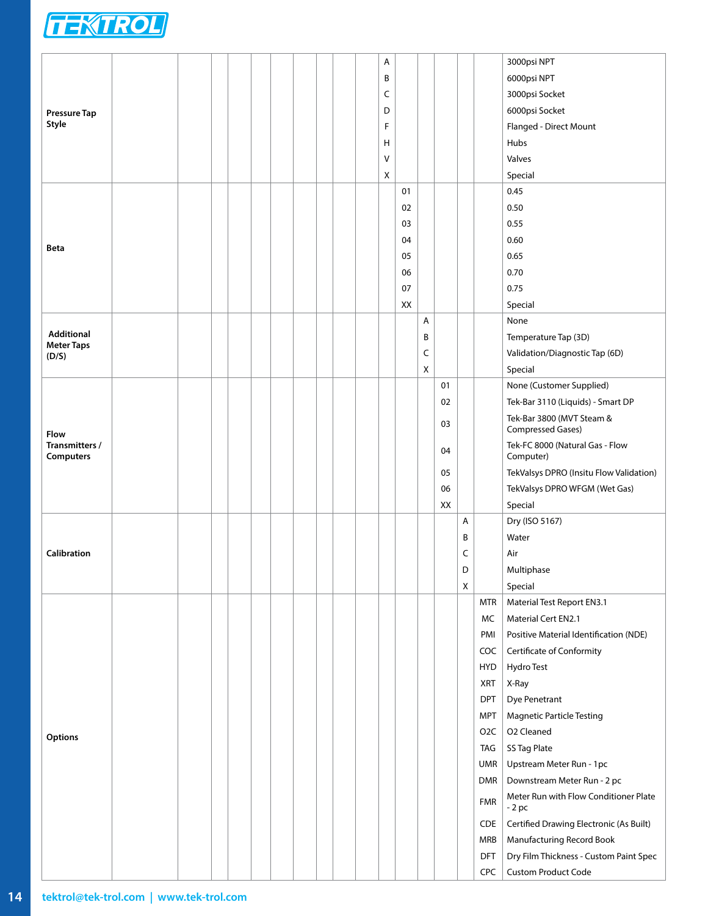| | | | | | | | | | | | | | | | | |
|---|---|---|---|---|---|---|---|---|---|---|---|---|---|---|---|---|
| **Pressure Tap Style** | | | | | | | | | | A | | | | | | 3000psi NPT |
| | | | | | | | | | | B | | | | | | 6000psi NPT |
| | | | | | | | | | | C | | | | | | 3000psi Socket |
| | | | | | | | | | | D | | | | | | 6000psi Socket |
| | | | | | | | | | | F | | | | | | Flanged - Direct Mount |
| | | | | | | | | | | H | | | | | | Hubs |
| | | | | | | | | | | V | | | | | | Valves |
| | | | | | | | | | | X | | | | | | Special |
| **Beta** | | | | | | | | | | | 01 | | | | | 0.45 |
| | | | | | | | | | | | 02 | | | | | 0.50 |
| | | | | | | | | | | | 03 | | | | | 0.55 |
| | | | | | | | | | | | 04 | | | | | 0.60 |
| | | | | | | | | | | | 05 | | | | | 0.65 |
| | | | | | | | | | | | 06 | | | | | 0.70 |
| | | | | | | | | | | | 07 | | | | | 0.75 |
| | | | | | | | | | | | XX | | | | | Special |
| **Additional Meter Taps (D/S)** | | | | | | | | | | | | A | | | | None |
| | | | | | | | | | | | | B | | | | Temperature Tap (3D) |
| | | | | | | | | | | | | C | | | | Validation/Diagnostic Tap (6D) |
| | | | | | | | | | | | | X | | | | Special |
| **Flow Transmitters / Computers** | | | | | | | | | | | | | 01 | | | None (Customer Supplied) |
| | | | | | | | | | | | | | 02 | | | Tek-Bar 3110 (Liquids) - Smart DP |
| | | | | | | | | | | | | | 03 | | | Tek-Bar 3800 (MVT Steam & Compressed Gases) |
| | | | | | | | | | | | | | 04 | | | Tek-FC 8000 (Natural Gas - Flow Computer) |
| | | | | | | | | | | | | | 05 | | | TekValsys DPRO (Insitu Flow Validation) |
| | | | | | | | | | | | | | 06 | | | TekValsys DPRO WFGM (Wet Gas) |
| | | | | | | | | | | | | | XX | | | Special |
| **Calibration** | | | | | | | | | | | | | | A | | Dry (ISO 5167) |
| | | | | | | | | | | | | | | B | | Water |
| | | | | | | | | | | | | | | C | | Air |
| | | | | | | | | | | | | | | D | | Multiphase |
| | | | | | | | | | | | | | | X | | Special |
| **Options** | | | | | | | | | | | | | | | MTR | Material Test Report EN3.1 |
| | | | | | | | | | | | | | | | MC | Material Cert EN2.1 |
| | | | | | | | | | | | | | | | PMI | Positive Material Identification (NDE) |
| | | | | | | | | | | | | | | | COC | Certificate of Conformity |
| | | | | | | | | | | | | | | | HYD | Hydro Test |
| | | | | | | | | | | | | | | | XRT | X-Ray |
| | | | | | | | | | | | | | | | DPT | Dye Penetrant |
| | | | | | | | | | | | | | | | MPT | Magnetic Particle Testing |
| | | | | | | | | | | | | | | | O2C | O2 Cleaned |
| | | | | | | | | | | | | | | | TAG | SS Tag Plate |
| | | | | | | | | | | | | | | | UMR | Upstream Meter Run - 1pc |
| | | | | | | | | | | | | | | | DMR | Downstream Meter Run - 2 pc |
| | | | | | | | | | | | | | | | FMR | Meter Run with Flow Conditioner Plate - 2 pc |
| | | | | | | | | | | | | | | | CDE | Certified Drawing Electronic (As Built) |
| | | | | | | | | | | | | | | | MRB | Manufacturing Record Book |
| | | | | | | | | | | | | | | | DFT | Dry Film Thickness - Custom Paint Spec |
| | | | | | | | | | | | | | | | CPC | Custom Product Code |

tektrol@tek-trol.com | www.tek-trol.com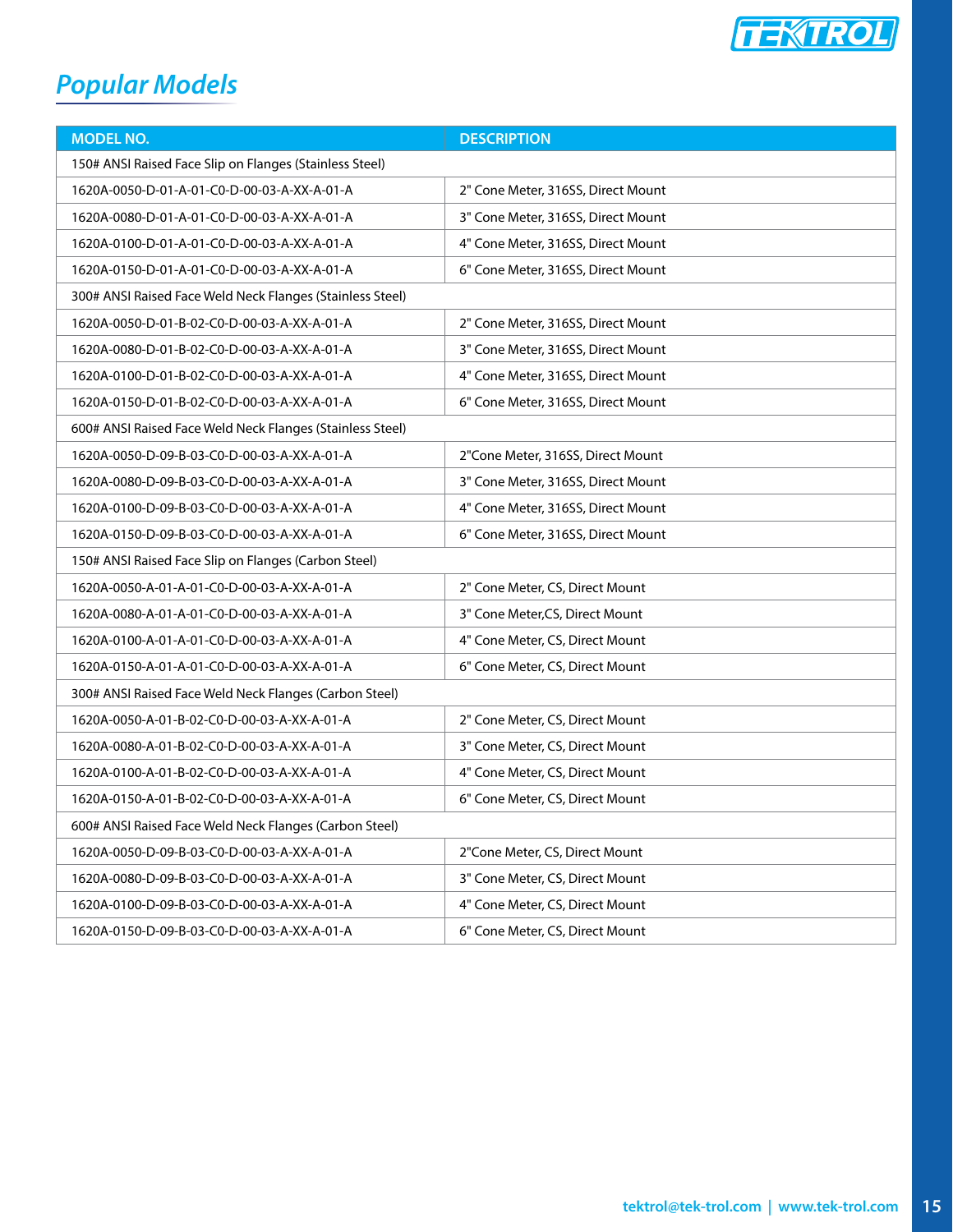## Popular Models

| MODEL NO. | DESCRIPTION |
|---|---|
| 150# ANSI Raised Face Slip on Flanges (Stainless Steel) | |
| 1620A-0050-D-01-A-01-C0-D-00-03-A-XX-A-01-A | 2" Cone Meter, 316SS, Direct Mount |
| 1620A-0080-D-01-A-01-C0-D-00-03-A-XX-A-01-A | 3" Cone Meter, 316SS, Direct Mount |
| 1620A-0100-D-01-A-01-C0-D-00-03-A-XX-A-01-A | 4" Cone Meter, 316SS, Direct Mount |
| 1620A-0150-D-01-A-01-C0-D-00-03-A-XX-A-01-A | 6" Cone Meter, 316SS, Direct Mount |
| 300# ANSI Raised Face Weld Neck Flanges (Stainless Steel) | |
| 1620A-0050-D-01-B-02-C0-D-00-03-A-XX-A-01-A | 2" Cone Meter, 316SS, Direct Mount |
| 1620A-0080-D-01-B-02-C0-D-00-03-A-XX-A-01-A | 3" Cone Meter, 316SS, Direct Mount |
| 1620A-0100-D-01-B-02-C0-D-00-03-A-XX-A-01-A | 4" Cone Meter, 316SS, Direct Mount |
| 1620A-0150-D-01-B-02-C0-D-00-03-A-XX-A-01-A | 6" Cone Meter, 316SS, Direct Mount |
| 600# ANSI Raised Face Weld Neck Flanges (Stainless Steel) | |
| 1620A-0050-D-09-B-03-C0-D-00-03-A-XX-A-01-A | 2"Cone Meter, 316SS, Direct Mount |
| 1620A-0080-D-09-B-03-C0-D-00-03-A-XX-A-01-A | 3" Cone Meter, 316SS, Direct Mount |
| 1620A-0100-D-09-B-03-C0-D-00-03-A-XX-A-01-A | 4" Cone Meter, 316SS, Direct Mount |
| 1620A-0150-D-09-B-03-C0-D-00-03-A-XX-A-01-A | 6" Cone Meter, 316SS, Direct Mount |
| 150# ANSI Raised Face Slip on Flanges (Carbon Steel) | |
| 1620A-0050-A-01-A-01-C0-D-00-03-A-XX-A-01-A | 2" Cone Meter, CS, Direct Mount |
| 1620A-0080-A-01-A-01-C0-D-00-03-A-XX-A-01-A | 3" Cone Meter,CS, Direct Mount |
| 1620A-0100-A-01-A-01-C0-D-00-03-A-XX-A-01-A | 4" Cone Meter, CS, Direct Mount |
| 1620A-0150-A-01-A-01-C0-D-00-03-A-XX-A-01-A | 6" Cone Meter, CS, Direct Mount |
| 300# ANSI Raised Face Weld Neck Flanges (Carbon Steel) | |
| 1620A-0050-A-01-B-02-C0-D-00-03-A-XX-A-01-A | 2" Cone Meter, CS, Direct Mount |
| 1620A-0080-A-01-B-02-C0-D-00-03-A-XX-A-01-A | 3" Cone Meter, CS, Direct Mount |
| 1620A-0100-A-01-B-02-C0-D-00-03-A-XX-A-01-A | 4" Cone Meter, CS, Direct Mount |
| 1620A-0150-A-01-B-02-C0-D-00-03-A-XX-A-01-A | 6" Cone Meter, CS, Direct Mount |
| 600# ANSI Raised Face Weld Neck Flanges (Carbon Steel) | |
| 1620A-0050-D-09-B-03-C0-D-00-03-A-XX-A-01-A | 2"Cone Meter, CS, Direct Mount |
| 1620A-0080-D-09-B-03-C0-D-00-03-A-XX-A-01-A | 3" Cone Meter, CS, Direct Mount |
| 1620A-0100-D-09-B-03-C0-D-00-03-A-XX-A-01-A | 4" Cone Meter, CS, Direct Mount |
| 1620A-0150-D-09-B-03-C0-D-00-03-A-XX-A-01-A | 6" Cone Meter, CS, Direct Mount |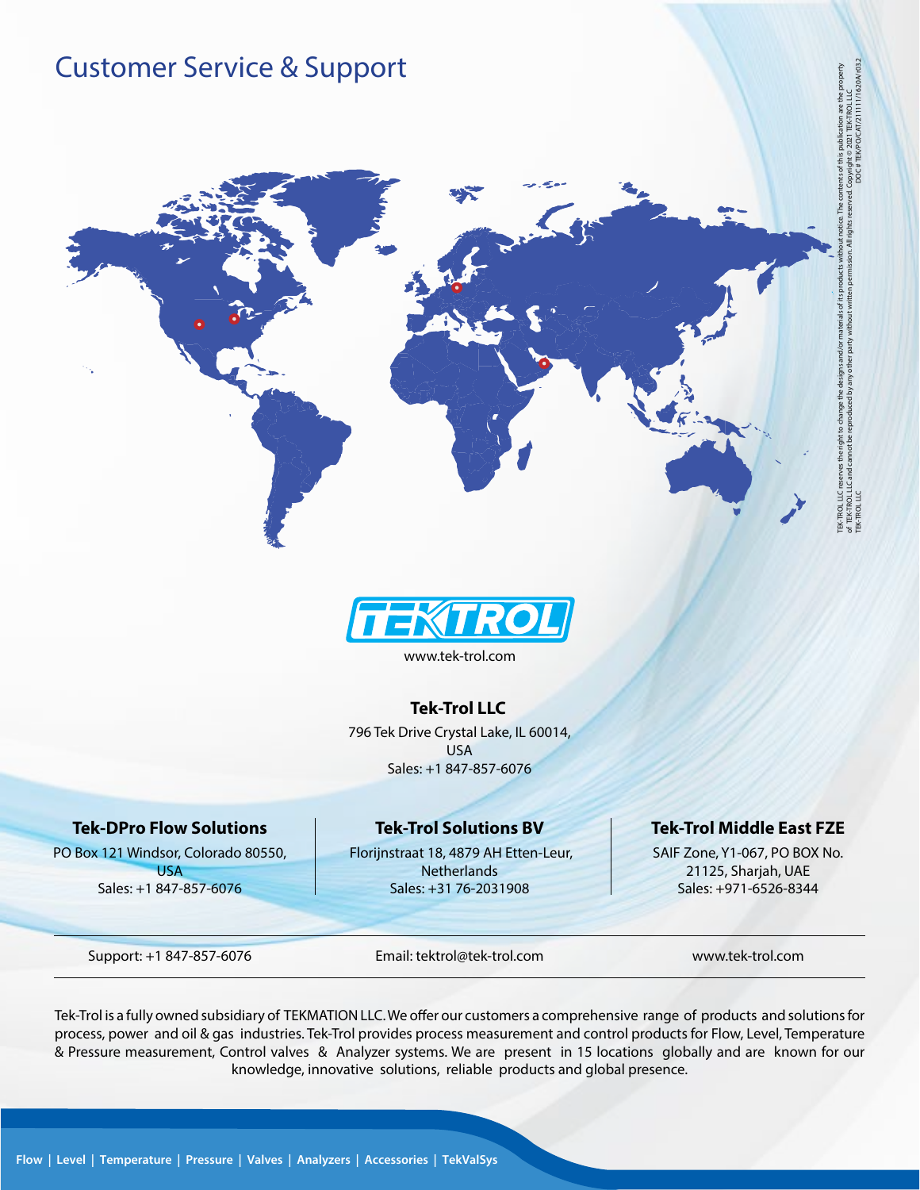# Customer Service & Support

TEK-TROL LLC reserves the right to change the designs and/or materials of its products without notice. The contents of this publication are the property of TEK-TROL LLC and cannot be reproduced by any other party without written permission. All rights reserved. Copyright © 2021 TEK-TROL LLC TEK-TROL LLC DOC # TEK/PO/CAT/21111/1620A/r032

www.tek-trol.com

**Tek-Trol LLC**

796 Tek Drive Crystal Lake, IL 60014,
USA
Sales: +1 847-857-6076

**Tek-DPro Flow Solutions**

PO Box 121 Windsor, Colorado 80550,
USA
Sales: +1 847-857-6076

**Tek-Trol Solutions BV**

Florijnstraat 18, 4879 AH Etten-Leur,
Netherlands
Sales: +31 76-2031908

**Tek-Trol Middle East FZE**

SAIF Zone, Y1-067, PO BOX No.
21125, Sharjah, UAE
Sales: +971-6526-8344

Support: +1 847-857-6076 | Email: tektrol@tek-trol.com | www.tek-trol.com

Tek-Trol is a fully owned subsidiary of TEKMATION LLC. We offer our customers a comprehensive range of products and solutions for process, power and oil & gas industries. Tek-Trol provides process measurement and control products for Flow, Level, Temperature & Pressure measurement, Control valves & Analyzer systems. We are present in 15 locations globally and are known for our knowledge, innovative solutions, reliable products and global presence.

Flow | Level | Temperature | Pressure | Valves | Analyzers | Accessories | TekValSys